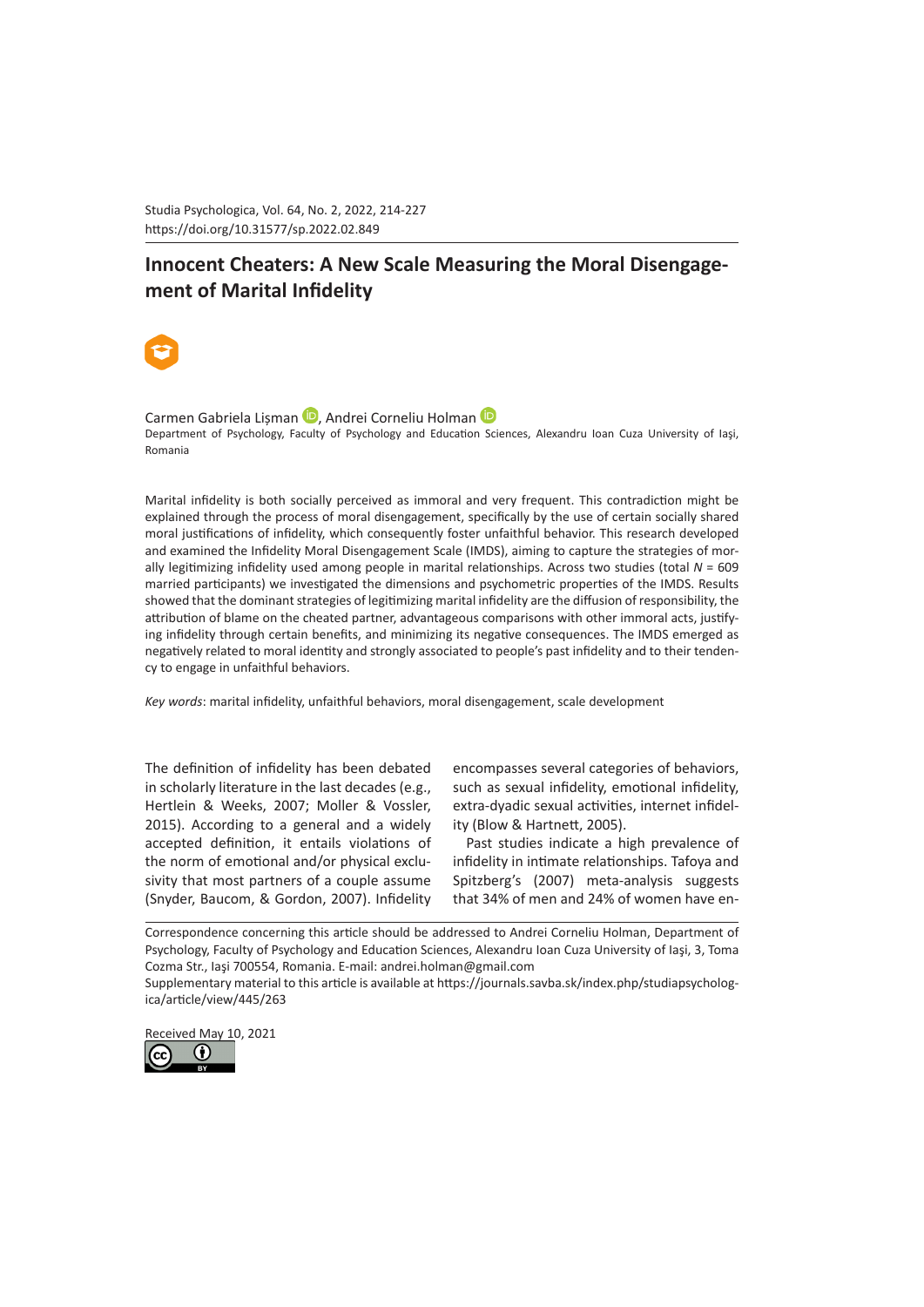# Innocent Cheaters: A New Scale Measuring the Moral Disengagement of Marital Infidelity

Carmen Gabriela Lişman, Andrei Corneliu Holman

Department of Psychology, Faculty of Psychology and Education Sciences, Alexandru Ioan Cuza University of Iaşi, Romania

Marital infidelity is both socially perceived as immoral and very frequent. This contradiction might be explained through the process of moral disengagement, specifically by the use of certain socially shared moral justifications of infidelity, which consequently foster unfaithful behavior. This research developed and examined the Infidelity Moral Disengagement Scale (IMDS), aiming to capture the strategies of morally legitimizing infidelity used among people in marital relationships. Across two studies (total *N* = 609 married participants) we investigated the dimensions and psychometric properties of the IMDS. Results showed that the dominant strategies of legitimizing marital infidelity are the diffusion of responsibility, the attribution of blame on the cheated partner, advantageous comparisons with other immoral acts, justifying infidelity through certain benefits, and minimizing its negative consequences. The IMDS emerged as negatively related to moral identity and strongly associated to people's past infidelity and to their tendency to engage in unfaithful behaviors.

*Key words*: marital infidelity, unfaithful behaviors, moral disengagement, scale development

The definition of infidelity has been debated in scholarly literature in the last decades (e.g., Hertlein & Weeks, 2007; Moller & Vossler, 2015). According to a general and a widely accepted definition, it entails violations of the norm of emotional and/or physical exclusivity that most partners of a couple assume (Snyder, Baucom, & Gordon, 2007). Infidelity encompasses several categories of behaviors, such as sexual infidelity, emotional infidelity, extra-dyadic sexual activities, internet infidelity (Blow & Hartnett, 2005).

Past studies indicate a high prevalence of infidelity in intimate relationships. Tafoya and Spitzberg's (2007) meta-analysis suggests that 34% of men and 24% of women have en-

Correspondence concerning this article should be addressed to Andrei Corneliu Holman, Department of Psychology, Faculty of Psychology and Education Sciences, Alexandru Ioan Cuza University of Iaşi, 3, Toma Cozma Str., Iaşi 700554, Romania. E-mail: andrei.holman@gmail.com

Supplementary material to this article is available at https://journals.savba.sk/index.php/studiapsychologica/article/view/445/263

Received May 10, 2021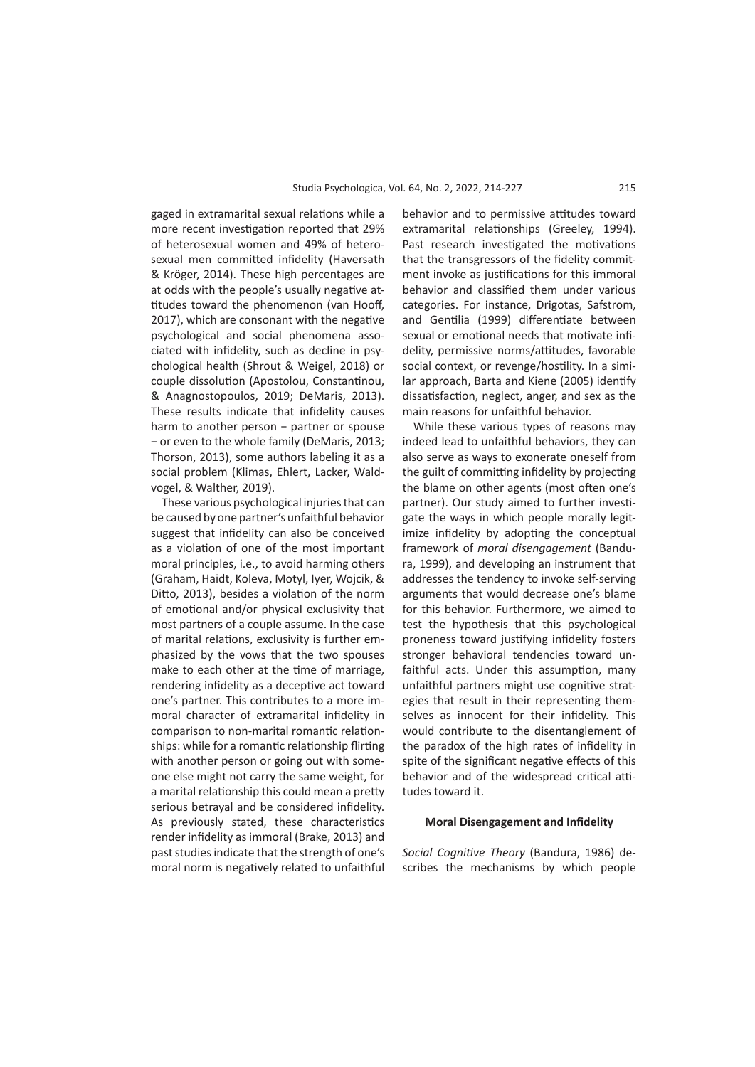gaged in extramarital sexual relations while a more recent investigation reported that 29% of heterosexual women and 49% of heterosexual men committed infidelity (Haversath & Kröger, 2014). These high percentages are at odds with the people's usually negative attitudes toward the phenomenon (van Hooff, 2017), which are consonant with the negative psychological and social phenomena associated with infidelity, such as decline in psychological health (Shrout & Weigel, 2018) or couple dissolution (Apostolou, Constantinou, & Anagnostopoulos, 2019; DeMaris, 2013). These results indicate that infidelity causes harm to another person – partner or spouse – or even to the whole family (DeMaris, 2013; Thorson, 2013), some authors labeling it as a social problem (Klimas, Ehlert, Lacker, Waldvogel, & Walther, 2019).

These various psychological injuries that can be caused by one partner's unfaithful behavior suggest that infidelity can also be conceived as a violation of one of the most important moral principles, i.e., to avoid harming others (Graham, Haidt, Koleva, Motyl, Iyer, Wojcik, & Ditto, 2013), besides a violation of the norm of emotional and/or physical exclusivity that most partners of a couple assume. In the case of marital relations, exclusivity is further emphasized by the vows that the two spouses make to each other at the time of marriage, rendering infidelity as a deceptive act toward one's partner. This contributes to a more immoral character of extramarital infidelity in comparison to non-marital romantic relationships: while for a romantic relationship flirting with another person or going out with someone else might not carry the same weight, for a marital relationship this could mean a pretty serious betrayal and be considered infidelity. As previously stated, these characteristics render infidelity as immoral (Brake, 2013) and past studies indicate that the strength of one's moral norm is negatively related to unfaithful behavior and to permissive attitudes toward extramarital relationships (Greeley, 1994). Past research investigated the motivations that the transgressors of the fidelity commitment invoke as justifications for this immoral behavior and classified them under various categories. For instance, Drigotas, Safstrom, and Gentilia (1999) differentiate between sexual or emotional needs that motivate infidelity, permissive norms/attitudes, favorable social context, or revenge/hostility. In a similar approach, Barta and Kiene (2005) identify dissatisfaction, neglect, anger, and sex as the main reasons for unfaithful behavior.

While these various types of reasons may indeed lead to unfaithful behaviors, they can also serve as ways to exonerate oneself from the guilt of committing infidelity by projecting the blame on other agents (most often one's partner). Our study aimed to further investigate the ways in which people morally legitimize infidelity by adopting the conceptual framework of *moral disengagement* (Bandura, 1999), and developing an instrument that addresses the tendency to invoke self-serving arguments that would decrease one's blame for this behavior. Furthermore, we aimed to test the hypothesis that this psychological proneness toward justifying infidelity fosters stronger behavioral tendencies toward unfaithful acts. Under this assumption, many unfaithful partners might use cognitive strategies that result in their representing themselves as innocent for their infidelity. This would contribute to the disentanglement of the paradox of the high rates of infidelity in spite of the significant negative effects of this behavior and of the widespread critical attitudes toward it.

## Moral Disengagement and Infidelity

*Social Cognitive Theory* (Bandura, 1986) describes the mechanisms by which people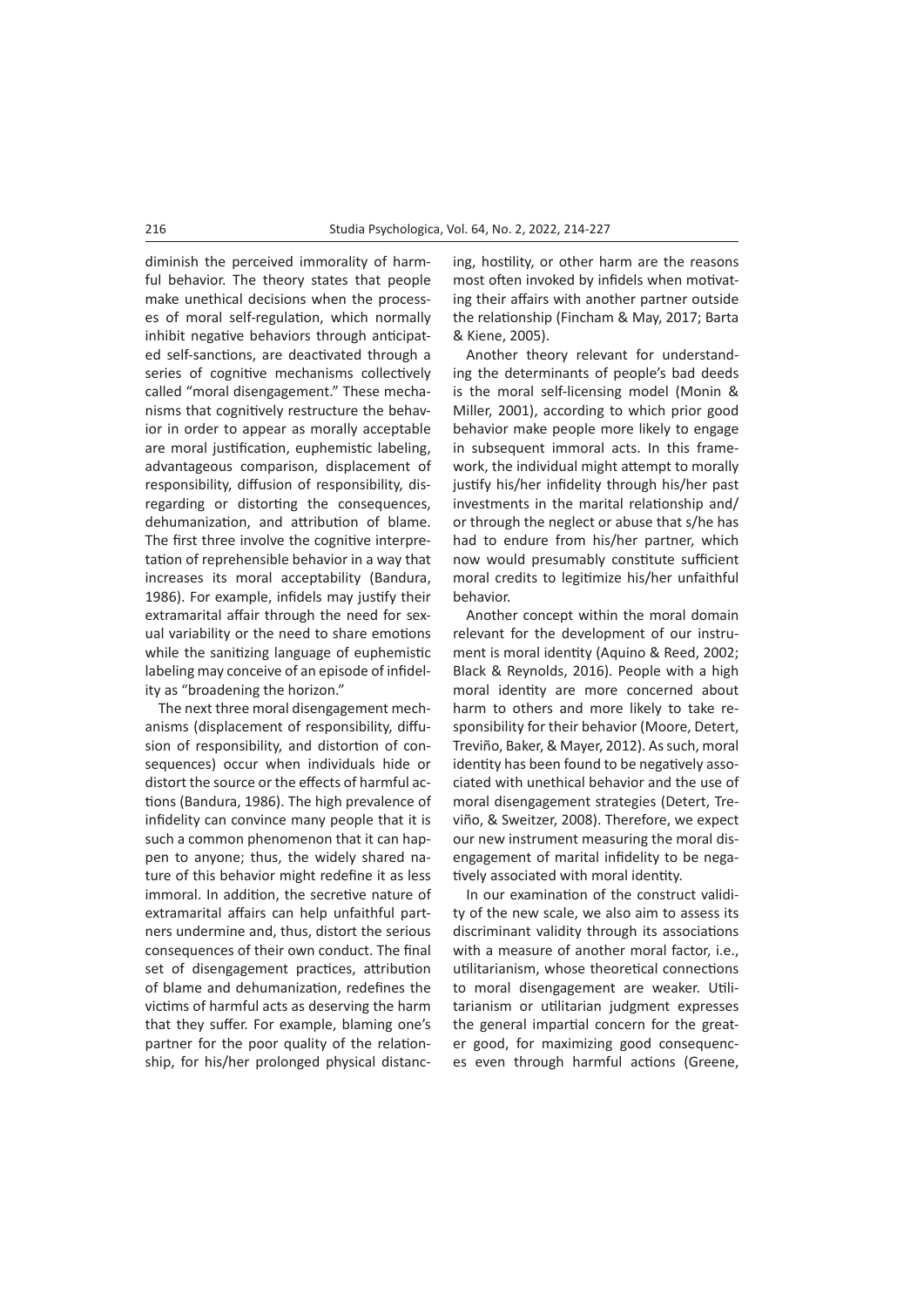diminish the perceived immorality of harmful behavior. The theory states that people make unethical decisions when the processes of moral self-regulation, which normally inhibit negative behaviors through anticipated self-sanctions, are deactivated through a series of cognitive mechanisms collectively called "moral disengagement." These mechanisms that cognitively restructure the behavior in order to appear as morally acceptable are moral justification, euphemistic labeling, advantageous comparison, displacement of responsibility, diffusion of responsibility, disregarding or distorting the consequences, dehumanization, and attribution of blame. The first three involve the cognitive interpretation of reprehensible behavior in a way that increases its moral acceptability (Bandura, 1986). For example, infidels may justify their extramarital affair through the need for sexual variability or the need to share emotions while the sanitizing language of euphemistic labeling may conceive of an episode of infidelity as "broadening the horizon."

The next three moral disengagement mechanisms (displacement of responsibility, diffusion of responsibility, and distortion of consequences) occur when individuals hide or distort the source or the effects of harmful actions (Bandura, 1986). The high prevalence of infidelity can convince many people that it is such a common phenomenon that it can happen to anyone; thus, the widely shared nature of this behavior might redefine it as less immoral. In addition, the secretive nature of extramarital affairs can help unfaithful partners undermine and, thus, distort the serious consequences of their own conduct. The final set of disengagement practices, attribution of blame and dehumanization, redefines the victims of harmful acts as deserving the harm that they suffer. For example, blaming one's partner for the poor quality of the relationship, for his/her prolonged physical distancing, hostility, or other harm are the reasons most often invoked by infidels when motivating their affairs with another partner outside the relationship (Fincham & May, 2017; Barta & Kiene, 2005).

Another theory relevant for understanding the determinants of people's bad deeds is the moral self-licensing model (Monin & Miller, 2001), according to which prior good behavior make people more likely to engage in subsequent immoral acts. In this framework, the individual might attempt to morally justify his/her infidelity through his/her past investments in the marital relationship and/or through the neglect or abuse that s/he has had to endure from his/her partner, which now would presumably constitute sufficient moral credits to legitimize his/her unfaithful behavior.

Another concept within the moral domain relevant for the development of our instrument is moral identity (Aquino & Reed, 2002; Black & Reynolds, 2016). People with a high moral identity are more concerned about harm to others and more likely to take responsibility for their behavior (Moore, Detert, Treviño, Baker, & Mayer, 2012). As such, moral identity has been found to be negatively associated with unethical behavior and the use of moral disengagement strategies (Detert, Treviño, & Sweitzer, 2008). Therefore, we expect our new instrument measuring the moral disengagement of marital infidelity to be negatively associated with moral identity.

In our examination of the construct validity of the new scale, we also aim to assess its discriminant validity through its associations with a measure of another moral factor, i.e., utilitarianism, whose theoretical connections to moral disengagement are weaker. Utilitarianism or utilitarian judgment expresses the general impartial concern for the greater good, for maximizing good consequences even through harmful actions (Greene,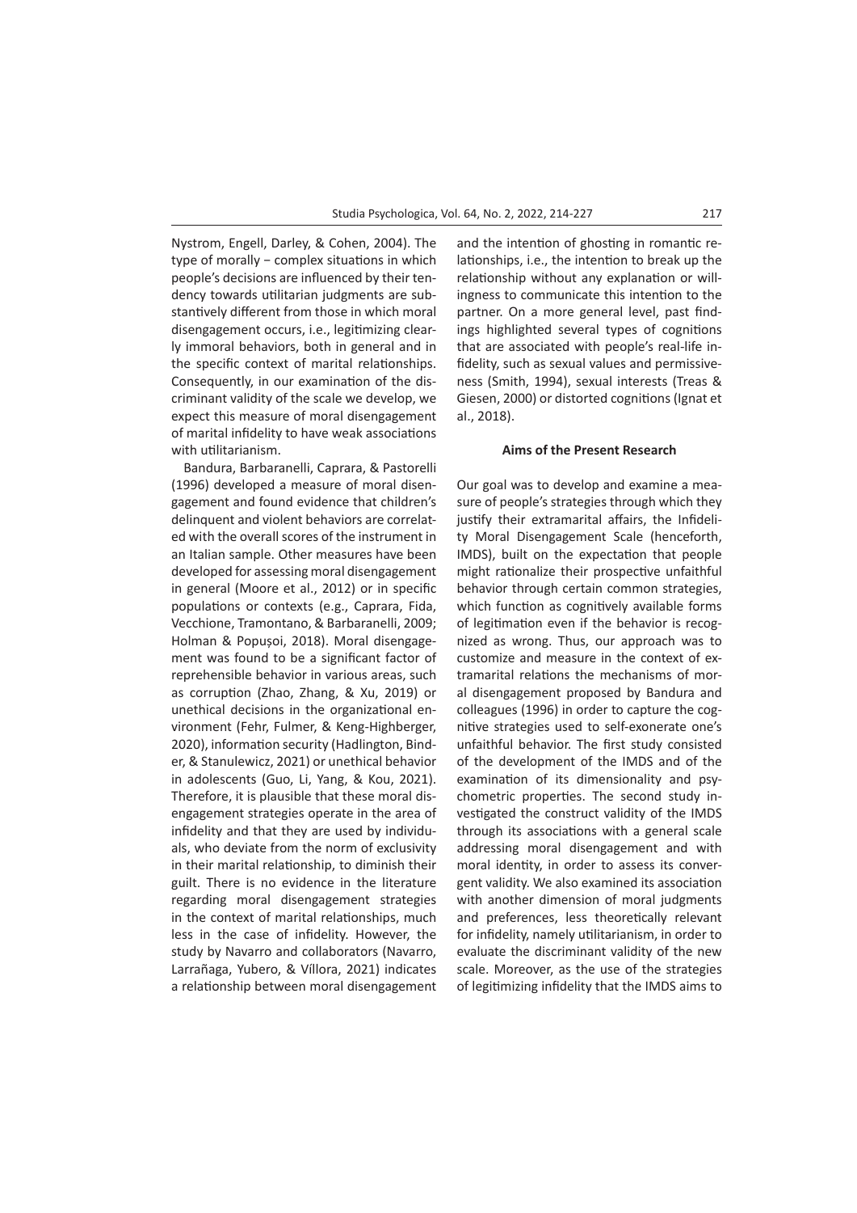Nystrom, Engell, Darley, & Cohen, 2004). The type of morally − complex situations in which people's decisions are influenced by their tendency towards utilitarian judgments are substantively different from those in which moral disengagement occurs, i.e., legitimizing clearly immoral behaviors, both in general and in the specific context of marital relationships. Consequently, in our examination of the discriminant validity of the scale we develop, we expect this measure of moral disengagement of marital infidelity to have weak associations with utilitarianism.

Bandura, Barbaranelli, Caprara, & Pastorelli (1996) developed a measure of moral disengagement and found evidence that children's delinquent and violent behaviors are correlated with the overall scores of the instrument in an Italian sample. Other measures have been developed for assessing moral disengagement in general (Moore et al., 2012) or in specific populations or contexts (e.g., Caprara, Fida, Vecchione, Tramontano, & Barbaranelli, 2009; Holman & Popușoi, 2018). Moral disengagement was found to be a significant factor of reprehensible behavior in various areas, such as corruption (Zhao, Zhang, & Xu, 2019) or unethical decisions in the organizational environment (Fehr, Fulmer, & Keng-Highberger, 2020), information security (Hadlington, Binder, & Stanulewicz, 2021) or unethical behavior in adolescents (Guo, Li, Yang, & Kou, 2021). Therefore, it is plausible that these moral disengagement strategies operate in the area of infidelity and that they are used by individuals, who deviate from the norm of exclusivity in their marital relationship, to diminish their guilt. There is no evidence in the literature regarding moral disengagement strategies in the context of marital relationships, much less in the case of infidelity. However, the study by Navarro and collaborators (Navarro, Larrañaga, Yubero, & Víllora, 2021) indicates a relationship between moral disengagement and the intention of ghosting in romantic relationships, i.e., the intention to break up the relationship without any explanation or willingness to communicate this intention to the partner. On a more general level, past findings highlighted several types of cognitions that are associated with people's real-life infidelity, such as sexual values and permissiveness (Smith, 1994), sexual interests (Treas & Giesen, 2000) or distorted cognitions (Ignat et al., 2018).

## Aims of the Present Research

Our goal was to develop and examine a measure of people's strategies through which they justify their extramarital affairs, the Infidelity Moral Disengagement Scale (henceforth, IMDS), built on the expectation that people might rationalize their prospective unfaithful behavior through certain common strategies, which function as cognitively available forms of legitimation even if the behavior is recognized as wrong. Thus, our approach was to customize and measure in the context of extramarital relations the mechanisms of moral disengagement proposed by Bandura and colleagues (1996) in order to capture the cognitive strategies used to self-exonerate one's unfaithful behavior. The first study consisted of the development of the IMDS and of the examination of its dimensionality and psychometric properties. The second study investigated the construct validity of the IMDS through its associations with a general scale addressing moral disengagement and with moral identity, in order to assess its convergent validity. We also examined its association with another dimension of moral judgments and preferences, less theoretically relevant for infidelity, namely utilitarianism, in order to evaluate the discriminant validity of the new scale. Moreover, as the use of the strategies of legitimizing infidelity that the IMDS aims to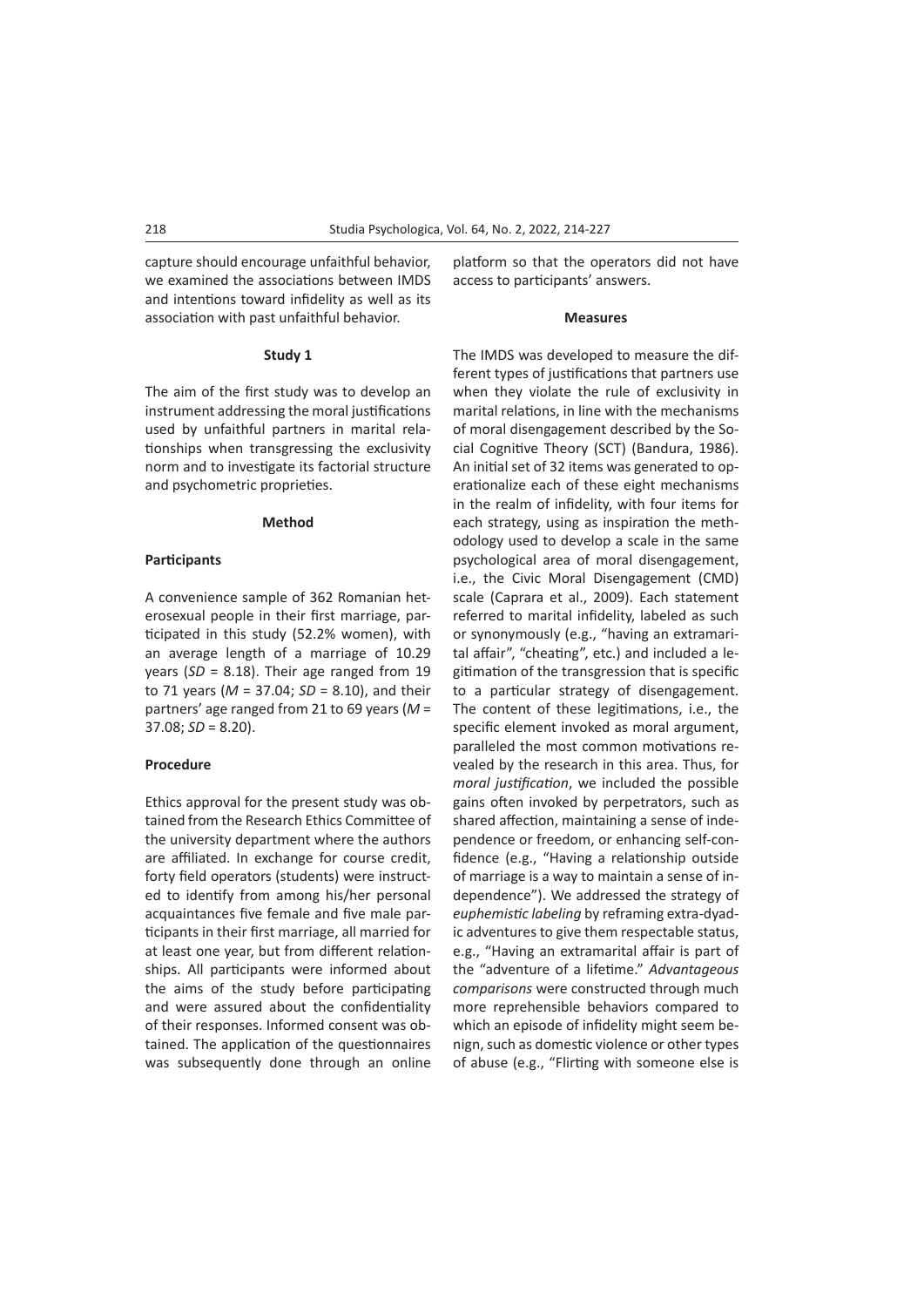capture should encourage unfaithful behavior, we examined the associations between IMDS and intentions toward infidelity as well as its association with past unfaithful behavior.

## Study 1

The aim of the first study was to develop an instrument addressing the moral justifications used by unfaithful partners in marital relationships when transgressing the exclusivity norm and to investigate its factorial structure and psychometric proprieties.

### Method

#### Participants

A convenience sample of 362 Romanian heterosexual people in their first marriage, participated in this study (52.2% women), with an average length of a marriage of 10.29 years ($SD$ = 8.18). Their age ranged from 19 to 71 years ($M$ = 37.04; $SD$ = 8.10), and their partners' age ranged from 21 to 69 years ($M$ = 37.08; $SD$ = 8.20).

#### Procedure

Ethics approval for the present study was obtained from the Research Ethics Committee of the university department where the authors are affiliated. In exchange for course credit, forty field operators (students) were instructed to identify from among his/her personal acquaintances five female and five male participants in their first marriage, all married for at least one year, but from different relationships. All participants were informed about the aims of the study before participating and were assured about the confidentiality of their responses. Informed consent was obtained. The application of the questionnaires was subsequently done through an online platform so that the operators did not have access to participants' answers.

#### Measures

The IMDS was developed to measure the different types of justifications that partners use when they violate the rule of exclusivity in marital relations, in line with the mechanisms of moral disengagement described by the Social Cognitive Theory (SCT) (Bandura, 1986). An initial set of 32 items was generated to operationalize each of these eight mechanisms in the realm of infidelity, with four items for each strategy, using as inspiration the methodology used to develop a scale in the same psychological area of moral disengagement, i.e., the Civic Moral Disengagement (CMD) scale (Caprara et al., 2009). Each statement referred to marital infidelity, labeled as such or synonymously (e.g., "having an extramarital affair", "cheating", etc.) and included a legitimation of the transgression that is specific to a particular strategy of disengagement. The content of these legitimations, i.e., the specific element invoked as moral argument, paralleled the most common motivations revealed by the research in this area. Thus, for *moral justification*, we included the possible gains often invoked by perpetrators, such as shared affection, maintaining a sense of independence or freedom, or enhancing self-confidence (e.g., "Having a relationship outside of marriage is a way to maintain a sense of independence"). We addressed the strategy of *euphemistic labeling* by reframing extra-dyadic adventures to give them respectable status, e.g., "Having an extramarital affair is part of the "adventure of a lifetime." *Advantageous comparisons* were constructed through much more reprehensible behaviors compared to which an episode of infidelity might seem benign, such as domestic violence or other types of abuse (e.g., "Flirting with someone else is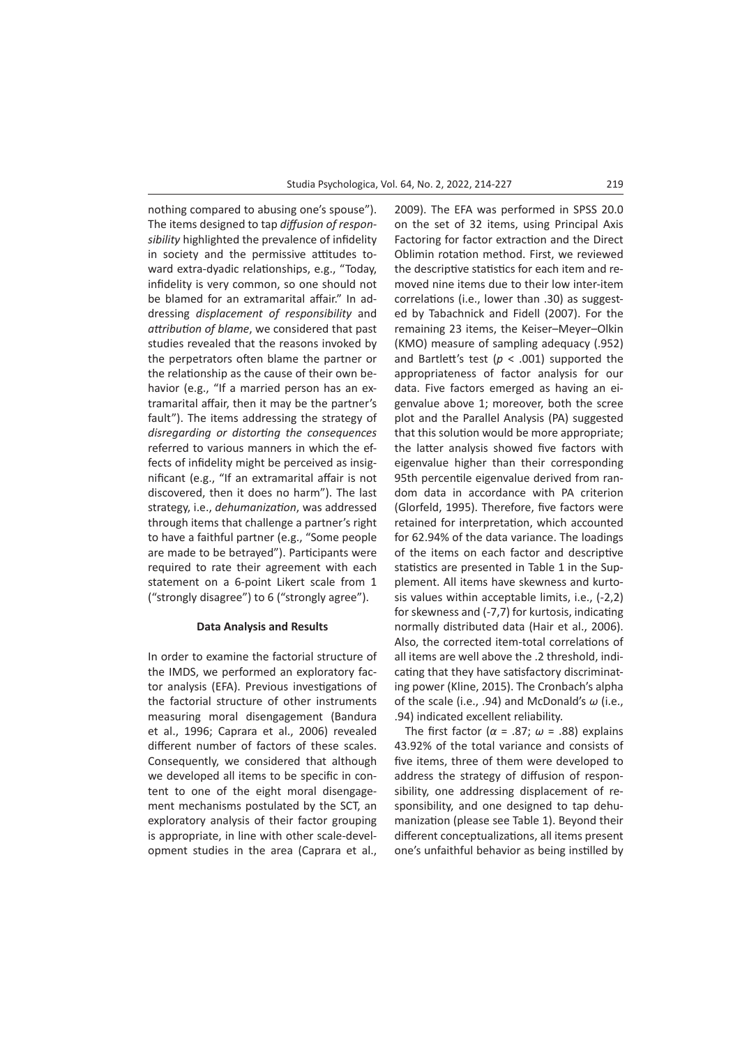nothing compared to abusing one's spouse"). The items designed to tap *diffusion of responsibility* highlighted the prevalence of infidelity in society and the permissive attitudes toward extra-dyadic relationships, e.g., "Today, infidelity is very common, so one should not be blamed for an extramarital affair." In addressing *displacement of responsibility* and *attribution of blame*, we considered that past studies revealed that the reasons invoked by the perpetrators often blame the partner or the relationship as the cause of their own behavior (e.g., "If a married person has an extramarital affair, then it may be the partner's fault"). The items addressing the strategy of *disregarding or distorting the consequences* referred to various manners in which the effects of infidelity might be perceived as insignificant (e.g., "If an extramarital affair is not discovered, then it does no harm"). The last strategy, i.e., *dehumanization*, was addressed through items that challenge a partner's right to have a faithful partner (e.g., "Some people are made to be betrayed"). Participants were required to rate their agreement with each statement on a 6-point Likert scale from 1 ("strongly disagree") to 6 ("strongly agree").

### Data Analysis and Results

In order to examine the factorial structure of the IMDS, we performed an exploratory factor analysis (EFA). Previous investigations of the factorial structure of other instruments measuring moral disengagement (Bandura et al., 1996; Caprara et al., 2006) revealed different number of factors of these scales. Consequently, we considered that although we developed all items to be specific in content to one of the eight moral disengagement mechanisms postulated by the SCT, an exploratory analysis of their factor grouping is appropriate, in line with other scale-development studies in the area (Caprara et al., 2009). The EFA was performed in SPSS 20.0 on the set of 32 items, using Principal Axis Factoring for factor extraction and the Direct Oblimin rotation method. First, we reviewed the descriptive statistics for each item and removed nine items due to their low inter-item correlations (i.e., lower than .30) as suggested by Tabachnick and Fidell (2007). For the remaining 23 items, the Keiser–Meyer–Olkin (KMO) measure of sampling adequacy (.952) and Bartlett's test ($p < .001$) supported the appropriateness of factor analysis for our data. Five factors emerged as having an eigenvalue above 1; moreover, both the scree plot and the Parallel Analysis (PA) suggested that this solution would be more appropriate; the latter analysis showed five factors with eigenvalue higher than their corresponding 95th percentile eigenvalue derived from random data in accordance with PA criterion (Glorfeld, 1995). Therefore, five factors were retained for interpretation, which accounted for 62.94% of the data variance. The loadings of the items on each factor and descriptive statistics are presented in Table 1 in the Supplement. All items have skewness and kurtosis values within acceptable limits, i.e., (-2,2) for skewness and (-7,7) for kurtosis, indicating normally distributed data (Hair et al., 2006). Also, the corrected item-total correlations of all items are well above the .2 threshold, indicating that they have satisfactory discriminating power (Kline, 2015). The Cronbach's alpha of the scale (i.e., .94) and McDonald's $\omega$ (i.e., .94) indicated excellent reliability.

The first factor ($\alpha = .87$; $\omega = .88$) explains 43.92% of the total variance and consists of five items, three of them were developed to address the strategy of diffusion of responsibility, one addressing displacement of responsibility, and one designed to tap dehumanization (please see Table 1). Beyond their different conceptualizations, all items present one's unfaithful behavior as being instilled by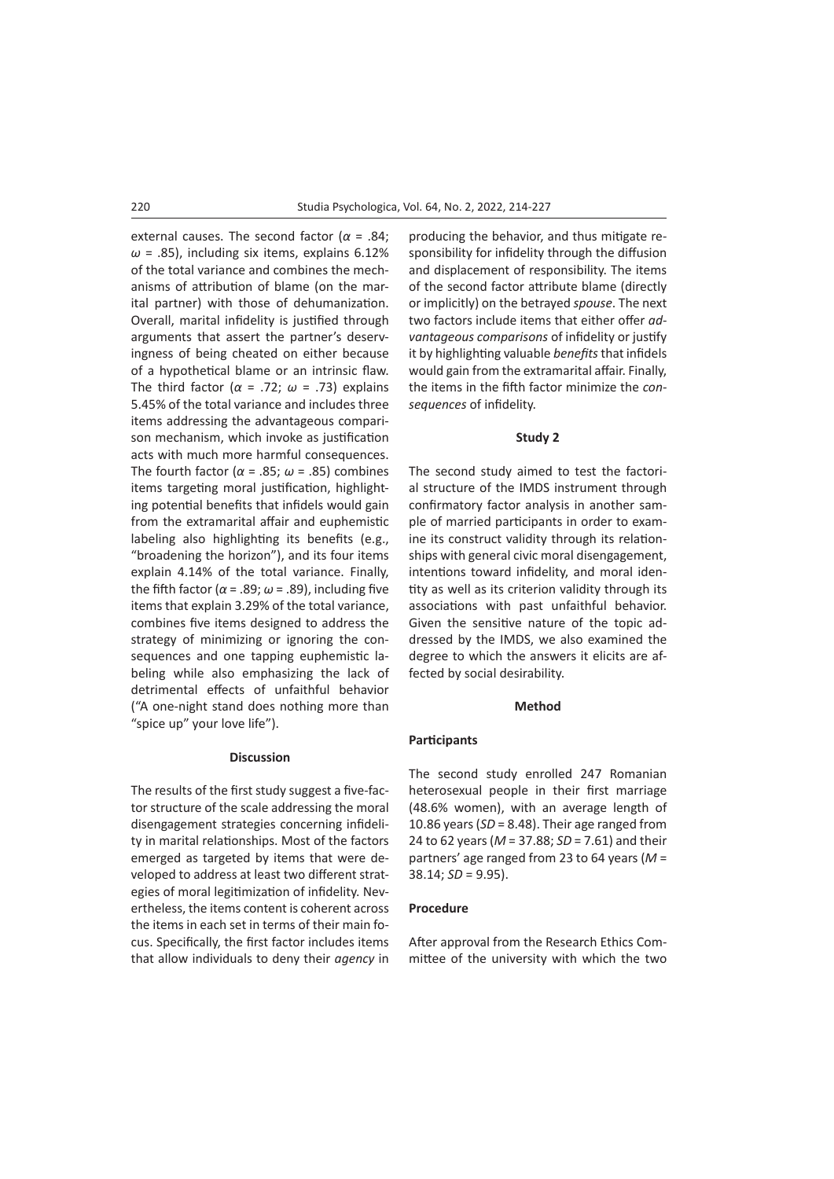external causes. The second factor ($\alpha$ = .84; $\omega$ = .85), including six items, explains 6.12% of the total variance and combines the mechanisms of attribution of blame (on the marital partner) with those of dehumanization. Overall, marital infidelity is justified through arguments that assert the partner's deservingness of being cheated on either because of a hypothetical blame or an intrinsic flaw. The third factor ($\alpha$ = .72; $\omega$ = .73) explains 5.45% of the total variance and includes three items addressing the advantageous comparison mechanism, which invoke as justification acts with much more harmful consequences. The fourth factor ($\alpha$ = .85; $\omega$ = .85) combines items targeting moral justification, highlighting potential benefits that infidels would gain from the extramarital affair and euphemistic labeling also highlighting its benefits (e.g., "broadening the horizon"), and its four items explain 4.14% of the total variance. Finally, the fifth factor ($\alpha$ = .89; $\omega$ = .89), including five items that explain 3.29% of the total variance, combines five items designed to address the strategy of minimizing or ignoring the consequences and one tapping euphemistic labeling while also emphasizing the lack of detrimental effects of unfaithful behavior ("A one-night stand does nothing more than "spice up" your love life").

### Discussion

The results of the first study suggest a five-factor structure of the scale addressing the moral disengagement strategies concerning infidelity in marital relationships. Most of the factors emerged as targeted by items that were developed to address at least two different strategies of moral legitimization of infidelity. Nevertheless, the items content is coherent across the items in each set in terms of their main focus. Specifically, the first factor includes items that allow individuals to deny their *agency* in producing the behavior, and thus mitigate responsibility for infidelity through the diffusion and displacement of responsibility. The items of the second factor attribute blame (directly or implicitly) on the betrayed *spouse*. The next two factors include items that either offer *advantageous comparisons* of infidelity or justify it by highlighting valuable *benefits* that infidels would gain from the extramarital affair. Finally, the items in the fifth factor minimize the *consequences* of infidelity.

## Study 2

The second study aimed to test the factorial structure of the IMDS instrument through confirmatory factor analysis in another sample of married participants in order to examine its construct validity through its relationships with general civic moral disengagement, intentions toward infidelity, and moral identity as well as its criterion validity through its associations with past unfaithful behavior. Given the sensitive nature of the topic addressed by the IMDS, we also examined the degree to which the answers it elicits are affected by social desirability.

### Method

#### Participants

The second study enrolled 247 Romanian heterosexual people in their first marriage (48.6% women), with an average length of 10.86 years ($SD$ = 8.48). Their age ranged from 24 to 62 years ($M$ = 37.88; $SD$ = 7.61) and their partners' age ranged from 23 to 64 years ($M$ = 38.14; $SD$ = 9.95).

#### Procedure

After approval from the Research Ethics Committee of the university with which the two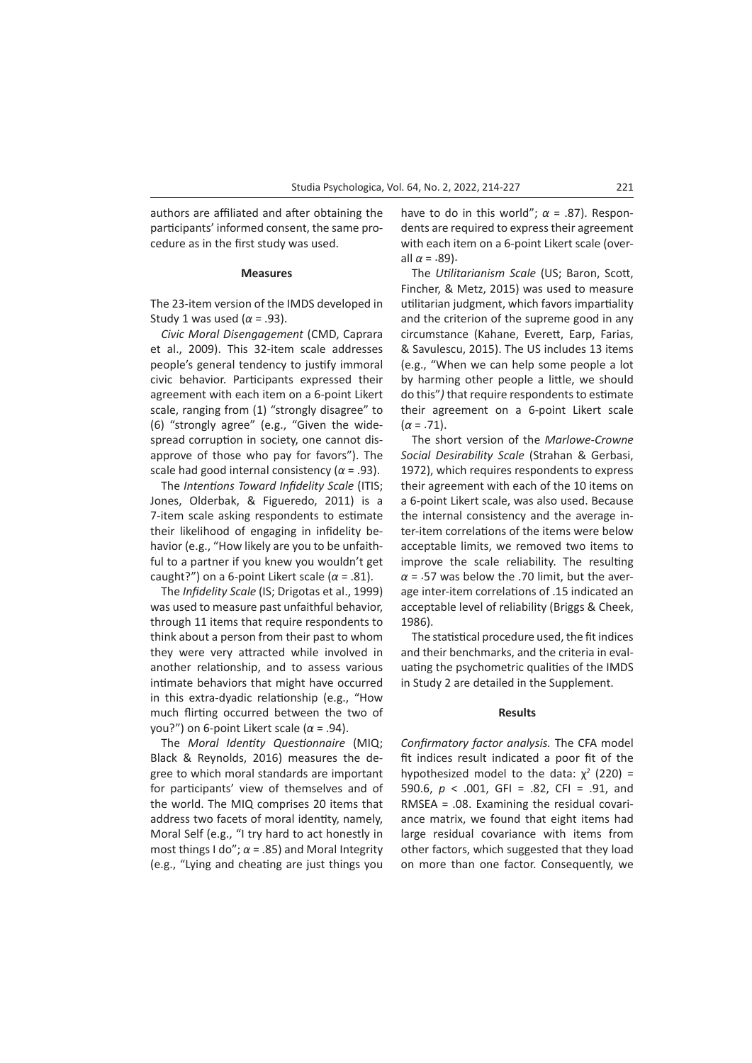authors are affiliated and after obtaining the participants' informed consent, the same procedure as in the first study was used.

### Measures

The 23-item version of the IMDS developed in Study 1 was used ($\alpha$ = .93).

*Civic Moral Disengagement* (CMD, Caprara et al., 2009). This 32-item scale addresses people's general tendency to justify immoral civic behavior. Participants expressed their agreement with each item on a 6-point Likert scale, ranging from (1) "strongly disagree" to (6) "strongly agree" (e.g., "Given the widespread corruption in society, one cannot disapprove of those who pay for favors"). The scale had good internal consistency ($\alpha$ = .93).

The *Intentions Toward Infidelity Scale* (ITIS; Jones, Olderbak, & Figueredo, 2011) is a 7-item scale asking respondents to estimate their likelihood of engaging in infidelity behavior (e.g., "How likely are you to be unfaithful to a partner if you knew you wouldn't get caught?") on a 6-point Likert scale ($\alpha$ = .81).

The *Infidelity Scale* (IS; Drigotas et al., 1999) was used to measure past unfaithful behavior, through 11 items that require respondents to think about a person from their past to whom they were very attracted while involved in another relationship, and to assess various intimate behaviors that might have occurred in this extra-dyadic relationship (e.g., "How much flirting occurred between the two of you?") on 6-point Likert scale ($\alpha$ = .94).

The *Moral Identity Questionnaire* (MIQ; Black & Reynolds, 2016) measures the degree to which moral standards are important for participants' view of themselves and of the world. The MIQ comprises 20 items that address two facets of moral identity, namely, Moral Self (e.g., "I try hard to act honestly in most things I do"; $\alpha$ = .85) and Moral Integrity (e.g., "Lying and cheating are just things you have to do in this world"; $\alpha$ = .87). Respondents are required to express their agreement with each item on a 6-point Likert scale (overall $\alpha$ = .89).

The *Utilitarianism Scale* (US; Baron, Scott, Fincher, & Metz, 2015) was used to measure utilitarian judgment, which favors impartiality and the criterion of the supreme good in any circumstance (Kahane, Everett, Earp, Farias, & Savulescu, 2015). The US includes 13 items (e.g., "When we can help some people a lot by harming other people a little, we should do this") that require respondents to estimate their agreement on a 6-point Likert scale ($\alpha$ = .71).

The short version of the *Marlowe-Crowne Social Desirability Scale* (Strahan & Gerbasi, 1972), which requires respondents to express their agreement with each of the 10 items on a 6-point Likert scale, was also used. Because the internal consistency and the average inter-item correlations of the items were below acceptable limits, we removed two items to improve the scale reliability. The resulting $\alpha$ = .57 was below the .70 limit, but the average inter-item correlations of .15 indicated an acceptable level of reliability (Briggs & Cheek, 1986).

The statistical procedure used, the fit indices and their benchmarks, and the criteria in evaluating the psychometric qualities of the IMDS in Study 2 are detailed in the Supplement.

### Results

*Confirmatory factor analysis.* The CFA model fit indices result indicated a poor fit of the hypothesized model to the data: $\chi^2$ (220) = 590.6, $p$ < .001, GFI = .82, CFI = .91, and RMSEA = .08. Examining the residual covariance matrix, we found that eight items had large residual covariance with items from other factors, which suggested that they load on more than one factor. Consequently, we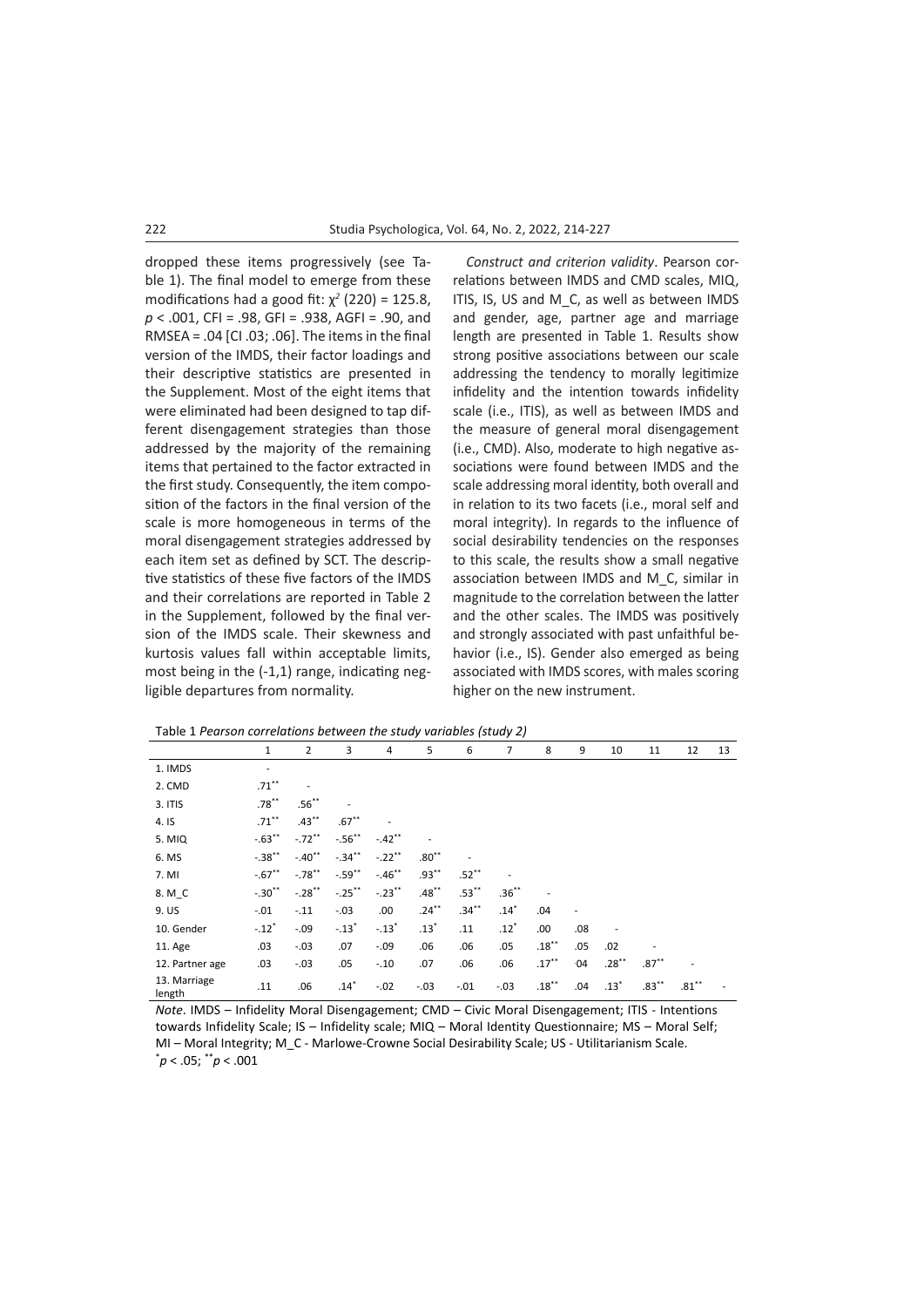dropped these items progressively (see Table 1). The final model to emerge from these modifications had a good fit: $\chi^2$ (220) = 125.8, $p < .001$, CFI = .98, GFI = .938, AGFI = .90, and RMSEA = .04 [CI .03; .06]. The items in the final version of the IMDS, their factor loadings and their descriptive statistics are presented in the Supplement. Most of the eight items that were eliminated had been designed to tap different disengagement strategies than those addressed by the majority of the remaining items that pertained to the factor extracted in the first study. Consequently, the item composition of the factors in the final version of the scale is more homogeneous in terms of the moral disengagement strategies addressed by each item set as defined by SCT. The descriptive statistics of these five factors of the IMDS and their correlations are reported in Table 2 in the Supplement, followed by the final version of the IMDS scale. Their skewness and kurtosis values fall within acceptable limits, most being in the (-1,1) range, indicating negligible departures from normality.

*Construct and criterion validity*. Pearson correlations between IMDS and CMD scales, MIQ, ITIS, IS, US and M_C, as well as between IMDS and gender, age, partner age and marriage length are presented in Table 1. Results show strong positive associations between our scale addressing the tendency to morally legitimize infidelity and the intention towards infidelity scale (i.e., ITIS), as well as between IMDS and the measure of general moral disengagement (i.e., CMD). Also, moderate to high negative associations were found between IMDS and the scale addressing moral identity, both overall and in relation to its two facets (i.e., moral self and moral integrity). In regards to the influence of social desirability tendencies on the responses to this scale, the results show a small negative association between IMDS and M_C, similar in magnitude to the correlation between the latter and the other scales. The IMDS was positively and strongly associated with past unfaithful behavior (i.e., IS). Gender also emerged as being associated with IMDS scores, with males scoring higher on the new instrument.

Table 1 *Pearson correlations between the study variables (study 2)*

| | 1 | 2 | 3 | 4 | 5 | 6 | 7 | 8 | 9 | 10 | 11 | 12 | 13 |
|---|---|---|---|---|---|---|---|---|---|---|---|---|---|
| 1. IMDS | - | | | | | | | | | | | | |
| 2. CMD | .71** | - | | | | | | | | | | | |
| 3. ITIS | .78** | .56** | - | | | | | | | | | | |
| 4. IS | .71** | .43** | .67** | - | | | | | | | | | |
| 5. MIQ | -.63** | -.72** | -.56** | -.42** | - | | | | | | | | |
| 6. MS | -.38** | -.40** | -.34** | -.22** | .80** | - | | | | | | | |
| 7. MI | -.67** | -.78** | -.59** | -.46** | .93** | .52** | - | | | | | | |
| 8. M_C | -.30** | -.28** | -.25** | -.23** | .48** | .53** | .36** | - | | | | | |
| 9. US | -.01 | -.11 | -.03 | .00 | .24** | .34** | .14* | .04 | - | | | | |
| 10. Gender | -.12* | -.09 | -.13* | -.13* | .13* | .11 | .12* | .00 | .08 | - | | | |
| 11. Age | .03 | -.03 | .07 | -.09 | .06 | .06 | .05 | .18** | .05 | .02 | - | | |
| 12. Partner age | .03 | -.03 | .05 | -.10 | .07 | .06 | .06 | .17** | .04 | .28** | .87** | - | |
| 13. Marriage length | .11 | .06 | .14* | -.02 | -.03 | -.01 | -.03 | .18** | .04 | .13* | .83** | .81** | - |

*Note*. IMDS – Infidelity Moral Disengagement; CMD – Civic Moral Disengagement; ITIS - Intentions towards Infidelity Scale; IS – Infidelity scale; MIQ – Moral Identity Questionnaire; MS – Moral Self; MI – Moral Integrity; M_C - Marlowe-Crowne Social Desirability Scale; US - Utilitarianism Scale.
*$p < .05$; **$p < .001$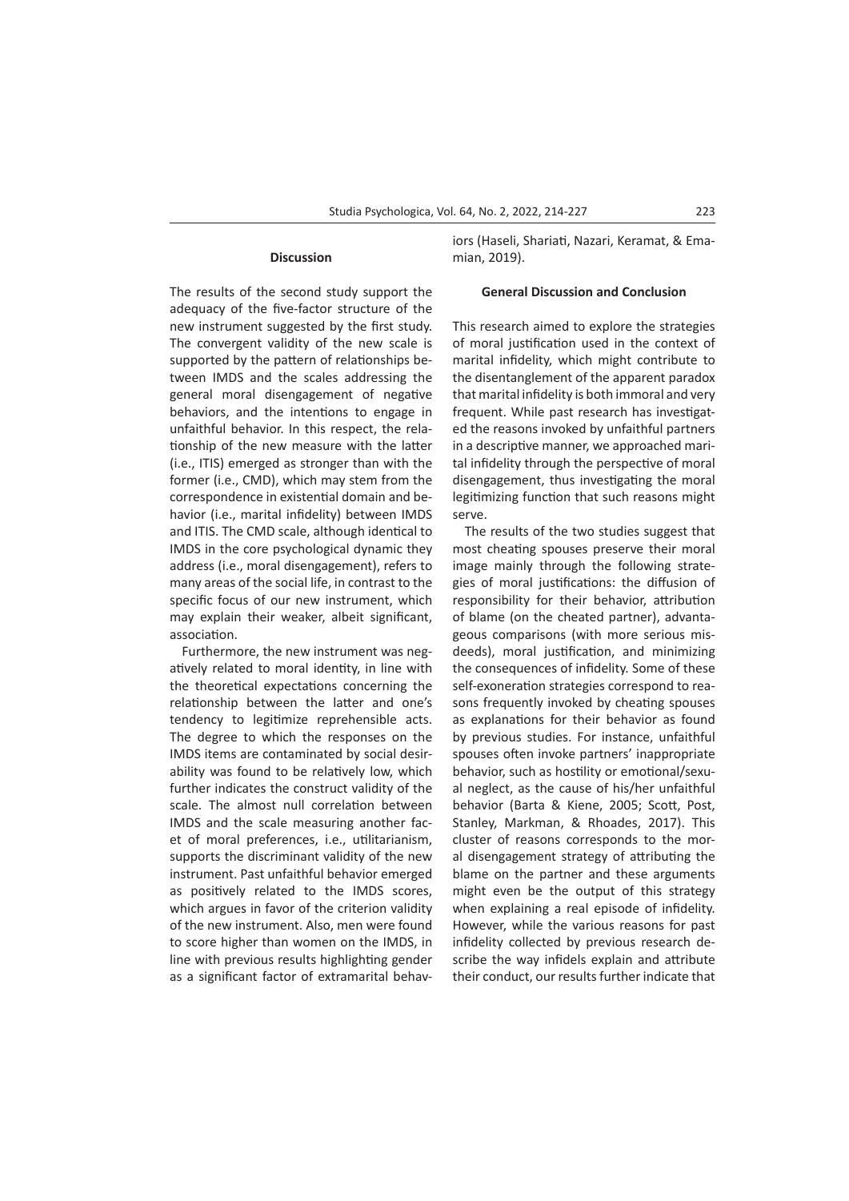## Discussion

The results of the second study support the adequacy of the five-factor structure of the new instrument suggested by the first study. The convergent validity of the new scale is supported by the pattern of relationships between IMDS and the scales addressing the general moral disengagement of negative behaviors, and the intentions to engage in unfaithful behavior. In this respect, the relationship of the new measure with the latter (i.e., ITIS) emerged as stronger than with the former (i.e., CMD), which may stem from the correspondence in existential domain and behavior (i.e., marital infidelity) between IMDS and ITIS. The CMD scale, although identical to IMDS in the core psychological dynamic they address (i.e., moral disengagement), refers to many areas of the social life, in contrast to the specific focus of our new instrument, which may explain their weaker, albeit significant, association.

Furthermore, the new instrument was negatively related to moral identity, in line with the theoretical expectations concerning the relationship between the latter and one's tendency to legitimize reprehensible acts. The degree to which the responses on the IMDS items are contaminated by social desirability was found to be relatively low, which further indicates the construct validity of the scale. The almost null correlation between IMDS and the scale measuring another facet of moral preferences, i.e., utilitarianism, supports the discriminant validity of the new instrument. Past unfaithful behavior emerged as positively related to the IMDS scores, which argues in favor of the criterion validity of the new instrument. Also, men were found to score higher than women on the IMDS, in line with previous results highlighting gender as a significant factor of extramarital behaviors (Haseli, Shariati, Nazari, Keramat, & Emamian, 2019).

## General Discussion and Conclusion

This research aimed to explore the strategies of moral justification used in the context of marital infidelity, which might contribute to the disentanglement of the apparent paradox that marital infidelity is both immoral and very frequent. While past research has investigated the reasons invoked by unfaithful partners in a descriptive manner, we approached marital infidelity through the perspective of moral disengagement, thus investigating the moral legitimizing function that such reasons might serve.

The results of the two studies suggest that most cheating spouses preserve their moral image mainly through the following strategies of moral justifications: the diffusion of responsibility for their behavior, attribution of blame (on the cheated partner), advantageous comparisons (with more serious misdeeds), moral justification, and minimizing the consequences of infidelity. Some of these self-exoneration strategies correspond to reasons frequently invoked by cheating spouses as explanations for their behavior as found by previous studies. For instance, unfaithful spouses often invoke partners' inappropriate behavior, such as hostility or emotional/sexual neglect, as the cause of his/her unfaithful behavior (Barta & Kiene, 2005; Scott, Post, Stanley, Markman, & Rhoades, 2017). This cluster of reasons corresponds to the moral disengagement strategy of attributing the blame on the partner and these arguments might even be the output of this strategy when explaining a real episode of infidelity. However, while the various reasons for past infidelity collected by previous research describe the way infidels explain and attribute their conduct, our results further indicate that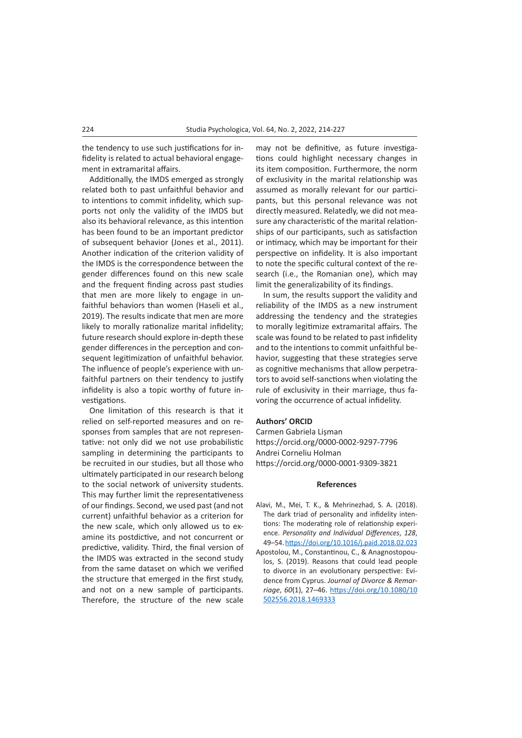the tendency to use such justifications for infidelity is related to actual behavioral engagement in extramarital affairs.

Additionally, the IMDS emerged as strongly related both to past unfaithful behavior and to intentions to commit infidelity, which supports not only the validity of the IMDS but also its behavioral relevance, as this intention has been found to be an important predictor of subsequent behavior (Jones et al., 2011). Another indication of the criterion validity of the IMDS is the correspondence between the gender differences found on this new scale and the frequent finding across past studies that men are more likely to engage in unfaithful behaviors than women (Haseli et al., 2019). The results indicate that men are more likely to morally rationalize marital infidelity; future research should explore in-depth these gender differences in the perception and consequent legitimization of unfaithful behavior. The influence of people's experience with unfaithful partners on their tendency to justify infidelity is also a topic worthy of future investigations.

One limitation of this research is that it relied on self-reported measures and on responses from samples that are not representative: not only did we not use probabilistic sampling in determining the participants to be recruited in our studies, but all those who ultimately participated in our research belong to the social network of university students. This may further limit the representativeness of our findings. Second, we used past (and not current) unfaithful behavior as a criterion for the new scale, which only allowed us to examine its postdictive, and not concurrent or predictive, validity. Third, the final version of the IMDS was extracted in the second study from the same dataset on which we verified the structure that emerged in the first study, and not on a new sample of participants. Therefore, the structure of the new scale may not be definitive, as future investigations could highlight necessary changes in its item composition. Furthermore, the norm of exclusivity in the marital relationship was assumed as morally relevant for our participants, but this personal relevance was not directly measured. Relatedly, we did not measure any characteristic of the marital relationships of our participants, such as satisfaction or intimacy, which may be important for their perspective on infidelity. It is also important to note the specific cultural context of the research (i.e., the Romanian one), which may limit the generalizability of its findings.

In sum, the results support the validity and reliability of the IMDS as a new instrument addressing the tendency and the strategies to morally legitimize extramarital affairs. The scale was found to be related to past infidelity and to the intentions to commit unfaithful behavior, suggesting that these strategies serve as cognitive mechanisms that allow perpetrators to avoid self-sanctions when violating the rule of exclusivity in their marriage, thus favoring the occurrence of actual infidelity.

**Authors' ORCID**

Carmen Gabriela Lişman
https://orcid.org/0000-0002-9297-7796
Andrei Corneliu Holman
https://orcid.org/0000-0001-9309-3821

## References

Alavi, M., Mei, T. K., & Mehrinezhad, S. A. (2018). The dark triad of personality and infidelity intentions: The moderating role of relationship experience. *Personality and Individual Differences*, *128*, 49–54. https://doi.org/10.1016/j.paid.2018.02.023

Apostolou, M., Constantinou, C., & Anagnostopoulos, S. (2019). Reasons that could lead people to divorce in an evolutionary perspective: Evidence from Cyprus. *Journal of Divorce & Remarriage*, *60*(1), 27–46. https://doi.org/10.1080/10502556.2018.1469333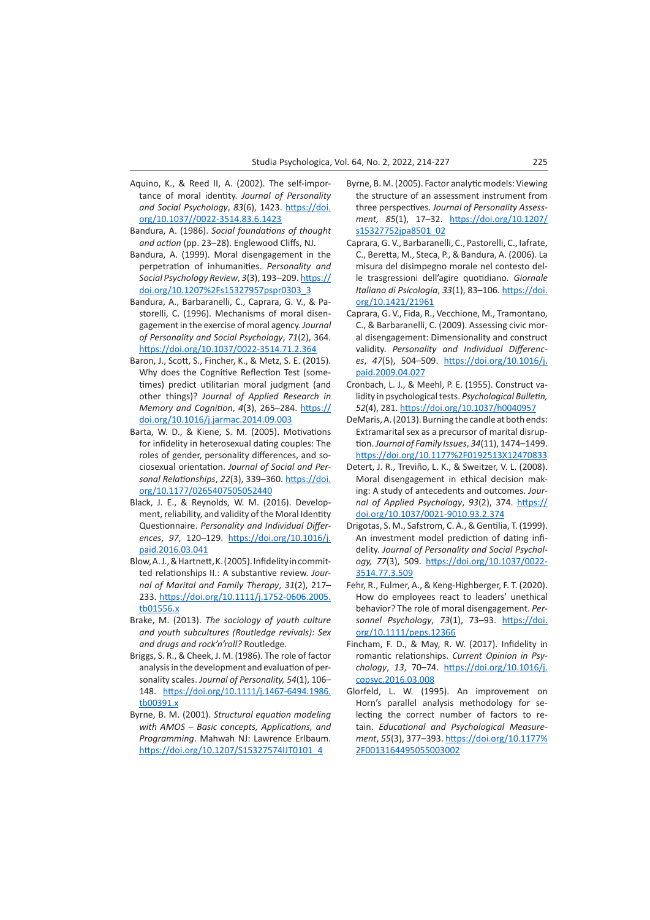Aquino, K., & Reed II, A. (2002). The self-importance of moral identity. *Journal of Personality and Social Psychology*, *83*(6), 1423. https://doi.org/10.1037//0022-3514.83.6.1423

Bandura, A. (1986). *Social foundations of thought and action* (pp. 23–28). Englewood Cliffs, NJ.

Bandura, A. (1999). Moral disengagement in the perpetration of inhumanities. *Personality and Social Psychology Review*, *3*(3), 193–209. https://doi.org/10.1207%2Fs15327957pspr0303_3

Bandura, A., Barbaranelli, C., Caprara, G. V., & Pastorelli, C. (1996). Mechanisms of moral disengagement in the exercise of moral agency. *Journal of Personality and Social Psychology*, *71*(2), 364. https://doi.org/10.1037/0022-3514.71.2.364

Baron, J., Scott, S., Fincher, K., & Metz, S. E. (2015). Why does the Cognitive Reflection Test (sometimes) predict utilitarian moral judgment (and other things)? *Journal of Applied Research in Memory and Cognition*, *4*(3), 265–284. https://doi.org/10.1016/j.jarmac.2014.09.003

Barta, W. D., & Kiene, S. M. (2005). Motivations for infidelity in heterosexual dating couples: The roles of gender, personality differences, and sociosexual orientation. *Journal of Social and Personal Relationships*, *22*(3), 339–360. https://doi.org/10.1177/0265407505052440

Black, J. E., & Reynolds, W. M. (2016). Development, reliability, and validity of the Moral Identity Questionnaire. *Personality and Individual Differences*, *97*, 120–129. https://doi.org/10.1016/j.paid.2016.03.041

Blow, A. J., & Hartnett, K. (2005). Infidelity in committed relationships II.: A substantive review. *Journal of Marital and Family Therapy*, *31*(2), 217–233. https://doi.org/10.1111/j.1752-0606.2005.tb01556.x

Brake, M. (2013). *The sociology of youth culture and youth subcultures (Routledge revivals): Sex and drugs and rock'n'roll?* Routledge.

Briggs, S. R., & Cheek, J. M. (1986). The role of factor analysis in the development and evaluation of personality scales. *Journal of Personality, 54*(1), 106–148. https://doi.org/10.1111/j.1467-6494.1986.tb00391.x

Byrne, B. M. (2001). *Structural equation modeling with AMOS – Basic concepts, Applications, and Programming*. Mahwah NJ: Lawrence Erlbaum. https://doi.org/10.1207/S15327574IJT0101_4

Byrne, B. M. (2005). Factor analytic models: Viewing the structure of an assessment instrument from three perspectives. *Journal of Personality Assessment, 85*(1), 17–32. https://doi.org/10.1207/s15327752jpa8501_02

Caprara, G. V., Barbaranelli, C., Pastorelli, C., Iafrate, C., Beretta, M., Steca, P., & Bandura, A. (2006). La misura del disimpegno morale nel contesto delle trasgressioni dell'agire quotidiano. *Giornale Italiano di Psicologia*, *33*(1), 83–106. https://doi.org/10.1421/21961

Caprara, G. V., Fida, R., Vecchione, M., Tramontano, C., & Barbaranelli, C. (2009). Assessing civic moral disengagement: Dimensionality and construct validity. *Personality and Individual Differences*, *47*(5), 504–509. https://doi.org/10.1016/j.paid.2009.04.027

Cronbach, L. J., & Meehl, P. E. (1955). Construct validity in psychological tests. *Psychological Bulletin, 52*(4), 281. https://doi.org/10.1037/h0040957

DeMaris, A. (2013). Burning the candle at both ends: Extramarital sex as a precursor of marital disruption. *Journal of Family Issues*, *34*(11), 1474–1499. https://doi.org/10.1177%2F0192513X12470833

Detert, J. R., Treviño, L. K., & Sweitzer, V. L. (2008). Moral disengagement in ethical decision making: A study of antecedents and outcomes. *Journal of Applied Psychology*, *93*(2), 374. https://doi.org/10.1037/0021-9010.93.2.374

Drigotas, S. M., Safstrom, C. A., & Gentilia, T. (1999). An investment model prediction of dating infidelity. *Journal of Personality and Social Psychology, 77*(3), 509. https://doi.org/10.1037/0022-3514.77.3.509

Fehr, R., Fulmer, A., & Keng-Highberger, F. T. (2020). How do employees react to leaders' unethical behavior? The role of moral disengagement. *Personnel Psychology*, *73*(1), 73–93. https://doi.org/10.1111/peps.12366

Fincham, F. D., & May, R. W. (2017). Infidelity in romantic relationships. *Current Opinion in Psychology*, *13*, 70–74. https://doi.org/10.1016/j.copsyc.2016.03.008

Glorfeld, L. W. (1995). An improvement on Horn's parallel analysis methodology for selecting the correct number of factors to retain. *Educational and Psychological Measurement*, *55*(3), 377–393. https://doi.org/10.1177%2F0013164495055003002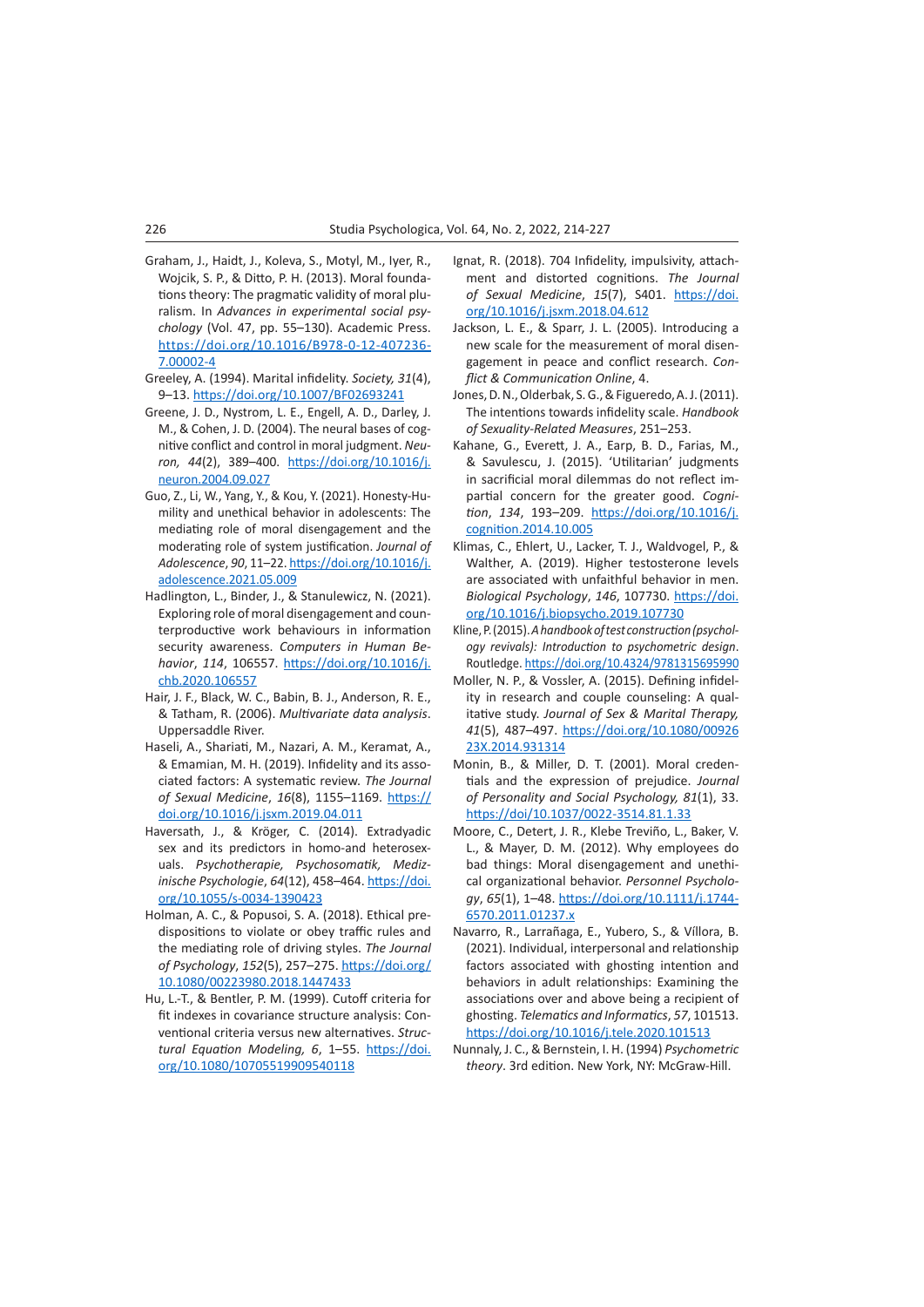Graham, J., Haidt, J., Koleva, S., Motyl, M., Iyer, R., Wojcik, S. P., & Ditto, P. H. (2013). Moral foundations theory: The pragmatic validity of moral pluralism. In *Advances in experimental social psychology* (Vol. 47, pp. 55–130). Academic Press. https://doi.org/10.1016/B978-0-12-407236-7.00002-4

Greeley, A. (1994). Marital infidelity. *Society, 31*(4), 9–13. https://doi.org/10.1007/BF02693241

Greene, J. D., Nystrom, L. E., Engell, A. D., Darley, J. M., & Cohen, J. D. (2004). The neural bases of cognitive conflict and control in moral judgment. *Neuron, 44*(2), 389–400. https://doi.org/10.1016/j.neuron.2004.09.027

Guo, Z., Li, W., Yang, Y., & Kou, Y. (2021). Honesty-Humility and unethical behavior in adolescents: The mediating role of moral disengagement and the moderating role of system justification. *Journal of Adolescence*, *90*, 11–22. https://doi.org/10.1016/j.adolescence.2021.05.009

Hadlington, L., Binder, J., & Stanulewicz, N. (2021). Exploring role of moral disengagement and counterproductive work behaviours in information security awareness. *Computers in Human Behavior*, *114*, 106557. https://doi.org/10.1016/j.chb.2020.106557

Hair, J. F., Black, W. C., Babin, B. J., Anderson, R. E., & Tatham, R. (2006). *Multivariate data analysis*. Uppersaddle River.

Haseli, A., Shariati, M., Nazari, A. M., Keramat, A., & Emamian, M. H. (2019). Infidelity and its associated factors: A systematic review. *The Journal of Sexual Medicine*, *16*(8), 1155–1169. https://doi.org/10.1016/j.jsxm.2019.04.011

Haversath, J., & Kröger, C. (2014). Extradyadic sex and its predictors in homo-and heterosexuals. *Psychotherapie, Psychosomatik, Medizinische Psychologie*, *64*(12), 458–464. https://doi.org/10.1055/s-0034-1390423

Holman, A. C., & Popusoi, S. A. (2018). Ethical predispositions to violate or obey traffic rules and the mediating role of driving styles. *The Journal of Psychology*, *152*(5), 257–275. https://doi.org/10.1080/00223980.2018.1447433

Hu, L.-T., & Bentler, P. M. (1999). Cutoff criteria for fit indexes in covariance structure analysis: Conventional criteria versus new alternatives. *Structural Equation Modeling, 6*, 1–55. https://doi.org/10.1080/10705519909540118

Ignat, R. (2018). 704 Infidelity, impulsivity, attachment and distorted cognitions. *The Journal of Sexual Medicine*, *15*(7), S401. https://doi.org/10.1016/j.jsxm.2018.04.612

Jackson, L. E., & Sparr, J. L. (2005). Introducing a new scale for the measurement of moral disengagement in peace and conflict research. *Conflict & Communication Online*, 4.

Jones, D. N., Olderbak, S. G., & Figueredo, A. J. (2011). The intentions towards infidelity scale. *Handbook of Sexuality-Related Measures*, 251–253.

Kahane, G., Everett, J. A., Earp, B. D., Farias, M., & Savulescu, J. (2015). 'Utilitarian' judgments in sacrificial moral dilemmas do not reflect impartial concern for the greater good. *Cognition*, *134*, 193–209. https://doi.org/10.1016/j.cognition.2014.10.005

Klimas, C., Ehlert, U., Lacker, T. J., Waldvogel, P., & Walther, A. (2019). Higher testosterone levels are associated with unfaithful behavior in men. *Biological Psychology*, *146*, 107730. https://doi.org/10.1016/j.biopsycho.2019.107730

Kline, P. (2015). *A handbook of test construction (psychology revivals): Introduction to psychometric design*. Routledge. https://doi.org/10.4324/9781315695990

Moller, N. P., & Vossler, A. (2015). Defining infidelity in research and couple counseling: A qualitative study. *Journal of Sex & Marital Therapy, 41*(5), 487–497. https://doi.org/10.1080/0092623X.2014.931314

Monin, B., & Miller, D. T. (2001). Moral credentials and the expression of prejudice. *Journal of Personality and Social Psychology, 81*(1), 33. https://doi/10.1037/0022-3514.81.1.33

Moore, C., Detert, J. R., Klebe Treviño, L., Baker, V. L., & Mayer, D. M. (2012). Why employees do bad things: Moral disengagement and unethical organizational behavior. *Personnel Psychology*, *65*(1), 1–48. https://doi.org/10.1111/j.1744-6570.2011.01237.x

Navarro, R., Larrañaga, E., Yubero, S., & Víllora, B. (2021). Individual, interpersonal and relationship factors associated with ghosting intention and behaviors in adult relationships: Examining the associations over and above being a recipient of ghosting. *Telematics and Informatics*, *57*, 101513. https://doi/10.1016/j.tele.2020.101513

Nunnaly, J. C., & Bernstein, I. H. (1994) *Psychometric theory*. 3rd edition. New York, NY: McGraw-Hill.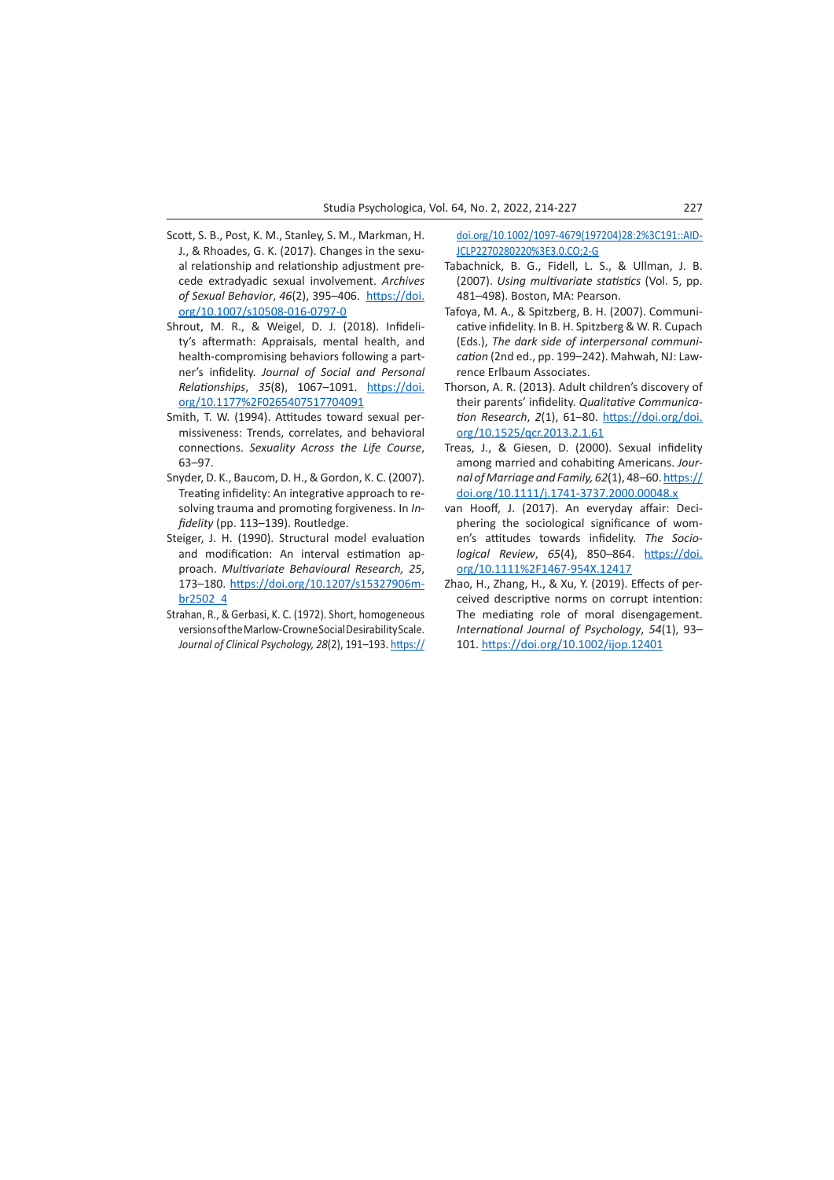Scott, S. B., Post, K. M., Stanley, S. M., Markman, H. J., & Rhoades, G. K. (2017). Changes in the sexual relationship and relationship adjustment precede extradyadic sexual involvement. *Archives of Sexual Behavior*, *46*(2), 395–406. https://doi.org/10.1007/s10508-016-0797-0

Shrout, M. R., & Weigel, D. J. (2018). Infidelity's aftermath: Appraisals, mental health, and health-compromising behaviors following a partner's infidelity. *Journal of Social and Personal Relationships*, *35*(8), 1067–1091. https://doi.org/10.1177%2F0265407517704091

Smith, T. W. (1994). Attitudes toward sexual permissiveness: Trends, correlates, and behavioral connections. *Sexuality Across the Life Course*, 63–97.

Snyder, D. K., Baucom, D. H., & Gordon, K. C. (2007). Treating infidelity: An integrative approach to resolving trauma and promoting forgiveness. In *Infidelity* (pp. 113–139). Routledge.

Steiger, J. H. (1990). Structural model evaluation and modification: An interval estimation approach. *Multivariate Behavioural Research, 25*, 173–180. https://doi.org/10.1207/s15327906mbr2502_4

Strahan, R., & Gerbasi, K. C. (1972). Short, homogeneous versions of the Marlow-Crowne Social Desirability Scale. *Journal of Clinical Psychology, 28*(2), 191–193. https://doi.org/10.1002/1097-4679(197204)28:2%3C191::AID-JCLP2270280220%3E3.0.CO;2-G

Tabachnick, B. G., Fidell, L. S., & Ullman, J. B. (2007). *Using multivariate statistics* (Vol. 5, pp. 481–498). Boston, MA: Pearson.

Tafoya, M. A., & Spitzberg, B. H. (2007). Communicative infidelity. In B. H. Spitzberg & W. R. Cupach (Eds.), *The dark side of interpersonal communication* (2nd ed., pp. 199–242). Mahwah, NJ: Lawrence Erlbaum Associates.

Thorson, A. R. (2013). Adult children's discovery of their parents' infidelity. *Qualitative Communication Research*, *2*(1), 61–80. https://doi.org/doi.org/10.1525/qcr.2013.2.1.61

Treas, J., & Giesen, D. (2000). Sexual infidelity among married and cohabiting Americans. *Journal of Marriage and Family, 62*(1), 48–60. https://doi.org/10.1111/j.1741-3737.2000.00048.x

van Hooff, J. (2017). An everyday affair: Deciphering the sociological significance of women's attitudes towards infidelity. *The Sociological Review*, *65*(4), 850–864. https://doi.org/10.1111%2F1467-954X.12417

Zhao, H., Zhang, H., & Xu, Y. (2019). Effects of perceived descriptive norms on corrupt intention: The mediating role of moral disengagement. *International Journal of Psychology*, *54*(1), 93–101. https://doi.org/10.1002/ijop.12401